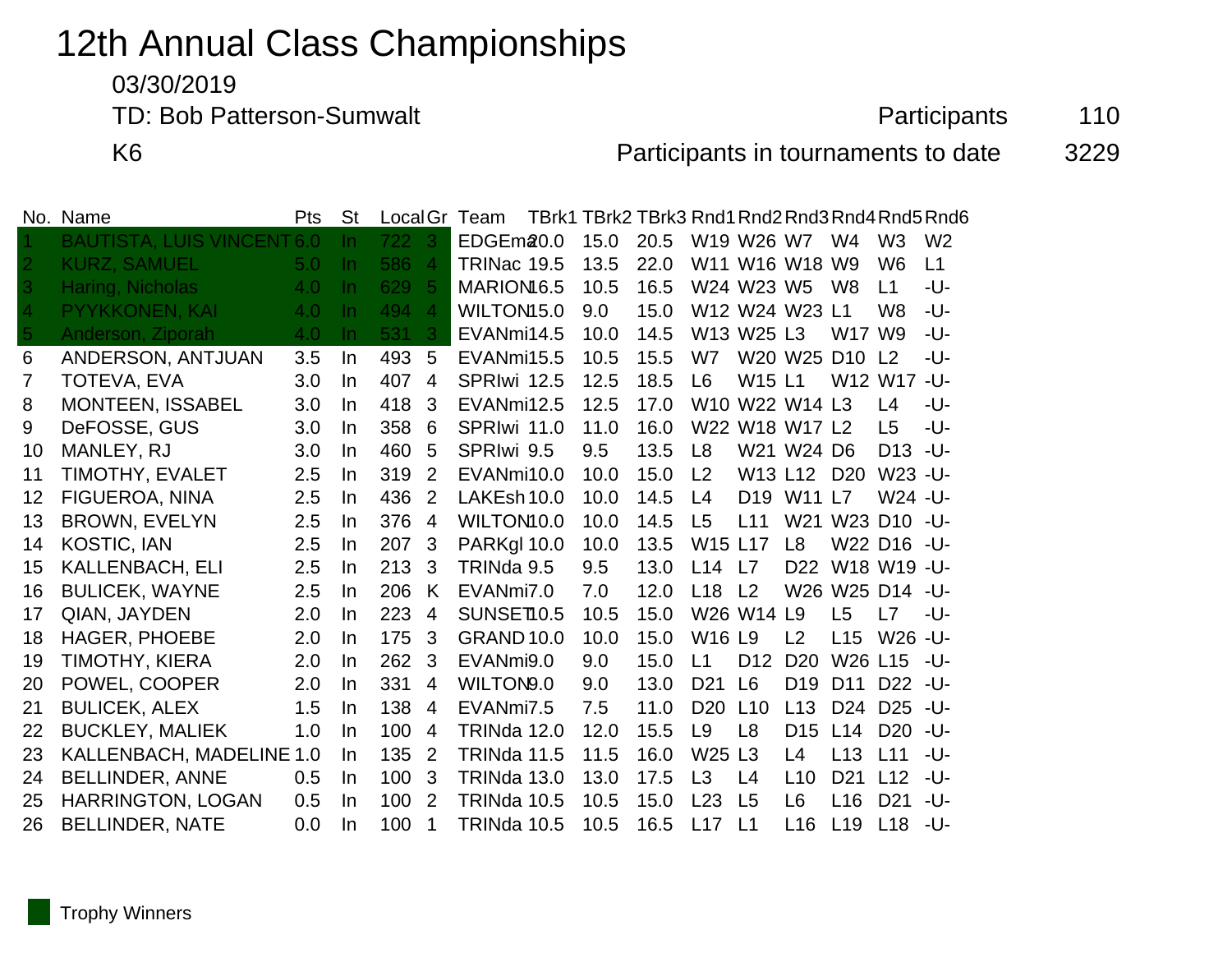# 12th Annual Class Championships

03/30/2019

TD: Bob Patterson-Sumwalt

Participants 110

K6

Participants in tournaments to date 3229

| No. | Name | Pts | St | Local | Gr | Team | TBrk1 | TBrk2 | TBrk3 | Rnd1 | Rnd2 | Rnd3 | Rnd4 | Rnd5 | Rnd6 |
|---|---|---|---|---|---|---|---|---|---|---|---|---|---|---|---|
| 1 | BAUTISTA, LUIS VINCENT | 6.0 | In | 722 | 3 | EDGEma | 20.0 | 15.0 | 20.5 | W19 | W26 | W7 | W4 | W3 | W2 |
| 2 | KURZ, SAMUEL | 5.0 | In | 586 | 4 | TRINac | 19.5 | 13.5 | 22.0 | W11 | W16 | W18 | W9 | W6 | L1 |
| 3 | Haring, Nicholas | 4.0 | In | 629 | 5 | MARION | 16.5 | 10.5 | 16.5 | W24 | W23 | W5 | W8 | L1 | -U- |
| 4 | PYYKKONEN, KAI | 4.0 | In | 494 | 4 | WILTON | 15.0 | 9.0 | 15.0 | W12 | W24 | W23 | L1 | W8 | -U- |
| 5 | Anderson, Ziporah | 4.0 | In | 531 | 3 | EVANmi | 14.5 | 10.0 | 14.5 | W13 | W25 | L3 | W17 | W9 | -U- |
| 6 | ANDERSON, ANTJUAN | 3.5 | In | 493 | 5 | EVANmi | 15.5 | 10.5 | 15.5 | W7 | W20 | W25 | D10 | L2 | -U- |
| 7 | TOTEVA, EVA | 3.0 | In | 407 | 4 | SPRIwi | 12.5 | 12.5 | 18.5 | L6 | W15 | L1 | W12 | W17 | -U- |
| 8 | MONTEEN, ISSABEL | 3.0 | In | 418 | 3 | EVANmi | 12.5 | 12.5 | 17.0 | W10 | W22 | W14 | L3 | L4 | -U- |
| 9 | DeFOSSE, GUS | 3.0 | In | 358 | 6 | SPRIwi | 11.0 | 11.0 | 16.0 | W22 | W18 | W17 | L2 | L5 | -U- |
| 10 | MANLEY, RJ | 3.0 | In | 460 | 5 | SPRIwi | 9.5 | 9.5 | 13.5 | L8 | W21 | W24 | D6 | D13 | -U- |
| 11 | TIMOTHY, EVALET | 2.5 | In | 319 | 2 | EVANmi | 10.0 | 10.0 | 15.0 | L2 | W13 | L12 | D20 | W23 | -U- |
| 12 | FIGUEROA, NINA | 2.5 | In | 436 | 2 | LAKEsh | 10.0 | 10.0 | 14.5 | L4 | D19 | W11 | L7 | W24 | -U- |
| 13 | BROWN, EVELYN | 2.5 | In | 376 | 4 | WILTON | 10.0 | 10.0 | 14.5 | L5 | L11 | W21 | W23 | D10 | -U- |
| 14 | KOSTIC, IAN | 2.5 | In | 207 | 3 | PARKgl | 10.0 | 10.0 | 13.5 | W15 | L17 | L8 | W22 | D16 | -U- |
| 15 | KALLENBACH, ELI | 2.5 | In | 213 | 3 | TRINda | 9.5 | 9.5 | 13.0 | L14 | L7 | D22 | W18 | W19 | -U- |
| 16 | BULICEK, WAYNE | 2.5 | In | 206 | K | EVANmi | 7.0 | 7.0 | 12.0 | L18 | L2 | W26 | W25 | D14 | -U- |
| 17 | QIAN, JAYDEN | 2.0 | In | 223 | 4 | SUNSET | 10.5 | 10.5 | 15.0 | W26 | W14 | L9 | L5 | L7 | -U- |
| 18 | HAGER, PHOEBE | 2.0 | In | 175 | 3 | GRAND | 10.0 | 10.0 | 15.0 | W16 | L9 | L2 | L15 | W26 | -U- |
| 19 | TIMOTHY, KIERA | 2.0 | In | 262 | 3 | EVANmi | 9.0 | 9.0 | 15.0 | L1 | D12 | D20 | W26 | L15 | -U- |
| 20 | POWEL, COOPER | 2.0 | In | 331 | 4 | WILTON | 9.0 | 9.0 | 13.0 | D21 | L6 | D19 | D11 | D22 | -U- |
| 21 | BULICEK, ALEX | 1.5 | In | 138 | 4 | EVANmi | 7.5 | 7.5 | 11.0 | D20 | L10 | L13 | D24 | D25 | -U- |
| 22 | BUCKLEY, MALIEK | 1.0 | In | 100 | 4 | TRINda | 12.0 | 12.0 | 15.5 | L9 | L8 | D15 | L14 | D20 | -U- |
| 23 | KALLENBACH, MADELINE | 1.0 | In | 135 | 2 | TRINda | 11.5 | 11.5 | 16.0 | W25 | L3 | L4 | L13 | L11 | -U- |
| 24 | BELLINDER, ANNE | 0.5 | In | 100 | 3 | TRINda | 13.0 | 13.0 | 17.5 | L3 | L4 | L10 | D21 | L12 | -U- |
| 25 | HARRINGTON, LOGAN | 0.5 | In | 100 | 2 | TRINda | 10.5 | 10.5 | 15.0 | L23 | L5 | L6 | L16 | D21 | -U- |
| 26 | BELLINDER, NATE | 0.0 | In | 100 | 1 | TRINda | 10.5 | 10.5 | 16.5 | L17 | L1 | L16 | L19 | L18 | -U- |

Trophy Winners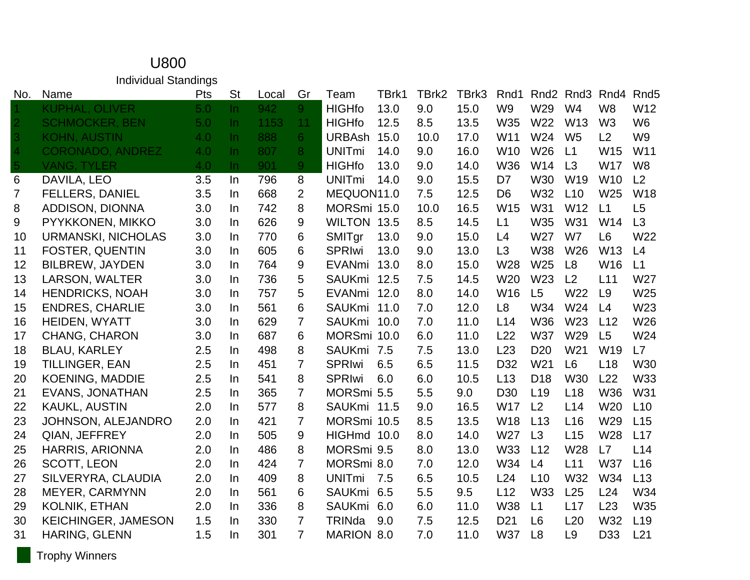# U800

## Individual Standings

| No. | Name | Pts | St | Local | Gr | Team | TBrk1 | TBrk2 | TBrk3 | Rnd1 | Rnd2 | Rnd3 | Rnd4 | Rnd5 |
|---|---|---|---|---|---|---|---|---|---|---|---|---|---|---|
| 1 | KUPHAL, OLIVER | 5.0 | In | 942 | 9 | HIGHfo | 13.0 | 9.0 | 15.0 | W9 | W29 | W4 | W8 | W12 |
| 2 | SCHMOCKER, BEN | 5.0 | In | 1153 | 11 | HIGHfo | 12.5 | 8.5 | 13.5 | W35 | W22 | W13 | W3 | W6 |
| 3 | KOHN, AUSTIN | 4.0 | In | 888 | 6 | URBAsh | 15.0 | 10.0 | 17.0 | W11 | W24 | W5 | L2 | W9 |
| 4 | CORONADO, ANDREZ | 4.0 | In | 807 | 8 | UNITmi | 14.0 | 9.0 | 16.0 | W10 | W26 | L1 | W15 | W11 |
| 5 | VANG, TYLER | 4.0 | In | 901 | 9 | HIGHfo | 13.0 | 9.0 | 14.0 | W36 | W14 | L3 | W17 | W8 |
| 6 | DAVILA, LEO | 3.5 | In | 796 | 8 | UNITmi | 14.0 | 9.0 | 15.5 | D7 | W30 | W19 | W10 | L2 |
| 7 | FELLERS, DANIEL | 3.5 | In | 668 | 2 | MEQUON | 11.0 | 7.5 | 12.5 | D6 | W32 | L10 | W25 | W18 |
| 8 | ADDISON, DIONNA | 3.0 | In | 742 | 8 | MORSmi | 15.0 | 10.0 | 16.5 | W15 | W31 | W12 | L1 | L5 |
| 9 | PYYKKONEN, MIKKO | 3.0 | In | 626 | 9 | WILTON | 13.5 | 8.5 | 14.5 | L1 | W35 | W31 | W14 | L3 |
| 10 | URMANSKI, NICHOLAS | 3.0 | In | 770 | 6 | SMITgr | 13.0 | 9.0 | 15.0 | L4 | W27 | W7 | L6 | W22 |
| 11 | FOSTER, QUENTIN | 3.0 | In | 605 | 6 | SPRIwi | 13.0 | 9.0 | 13.0 | L3 | W38 | W26 | W13 | L4 |
| 12 | BILBREW, JAYDEN | 3.0 | In | 764 | 9 | EVANmi | 13.0 | 8.0 | 15.0 | W28 | W25 | L8 | W16 | L1 |
| 13 | LARSON, WALTER | 3.0 | In | 736 | 5 | SAUKmi | 12.5 | 7.5 | 14.5 | W20 | W23 | L2 | L11 | W27 |
| 14 | HENDRICKS, NOAH | 3.0 | In | 757 | 5 | EVANmi | 12.0 | 8.0 | 14.0 | W16 | L5 | W22 | L9 | W25 |
| 15 | ENDRES, CHARLIE | 3.0 | In | 561 | 6 | SAUKmi | 11.0 | 7.0 | 12.0 | L8 | W34 | W24 | L4 | W23 |
| 16 | HEIDEN, WYATT | 3.0 | In | 629 | 7 | SAUKmi | 10.0 | 7.0 | 11.0 | L14 | W36 | W23 | L12 | W26 |
| 17 | CHANG, CHARON | 3.0 | In | 687 | 6 | MORSmi | 10.0 | 6.0 | 11.0 | L22 | W37 | W29 | L5 | W24 |
| 18 | BLAU, KARLEY | 2.5 | In | 498 | 8 | SAUKmi | 7.5 | 7.5 | 13.0 | L23 | D20 | W21 | W19 | L7 |
| 19 | TILLINGER, EAN | 2.5 | In | 451 | 7 | SPRIwi | 6.5 | 6.5 | 11.5 | D32 | W21 | L6 | L18 | W30 |
| 20 | KOENING, MADDIE | 2.5 | In | 541 | 8 | SPRIwi | 6.0 | 6.0 | 10.5 | L13 | D18 | W30 | L22 | W33 |
| 21 | EVANS, JONATHAN | 2.5 | In | 365 | 7 | MORSmi | 5.5 | 5.5 | 9.0 | D30 | L19 | L18 | W36 | W31 |
| 22 | KAUKL, AUSTIN | 2.0 | In | 577 | 8 | SAUKmi | 11.5 | 9.0 | 16.5 | W17 | L2 | L14 | W20 | L10 |
| 23 | JOHNSON, ALEJANDRO | 2.0 | In | 421 | 7 | MORSmi | 10.5 | 8.5 | 13.5 | W18 | L13 | L16 | W29 | L15 |
| 24 | QIAN, JEFFREY | 2.0 | In | 505 | 9 | HIGHmd | 10.0 | 8.0 | 14.0 | W27 | L3 | L15 | W28 | L17 |
| 25 | HARRIS, ARIONNA | 2.0 | In | 486 | 8 | MORSmi | 9.5 | 8.0 | 13.0 | W33 | L12 | W28 | L7 | L14 |
| 26 | SCOTT, LEON | 2.0 | In | 424 | 7 | MORSmi | 8.0 | 7.0 | 12.0 | W34 | L4 | L11 | W37 | L16 |
| 27 | SILVERYRA, CLAUDIA | 2.0 | In | 409 | 8 | UNITmi | 7.5 | 6.5 | 10.5 | L24 | L10 | W32 | W34 | L13 |
| 28 | MEYER, CARMYNN | 2.0 | In | 561 | 6 | SAUKmi | 6.5 | 5.5 | 9.5 | L12 | W33 | L25 | L24 | W34 |
| 29 | KOLNIK, ETHAN | 2.0 | In | 336 | 8 | SAUKmi | 6.0 | 6.0 | 11.0 | W38 | L1 | L17 | L23 | W35 |
| 30 | KEICHINGER, JAMESON | 1.5 | In | 330 | 7 | TRINda | 9.0 | 7.5 | 12.5 | D21 | L6 | L20 | W32 | L19 |
| 31 | HARING, GLENN | 1.5 | In | 301 | 7 | MARION | 8.0 | 7.0 | 11.0 | W37 | L8 | L9 | D33 | L21 |

Trophy Winners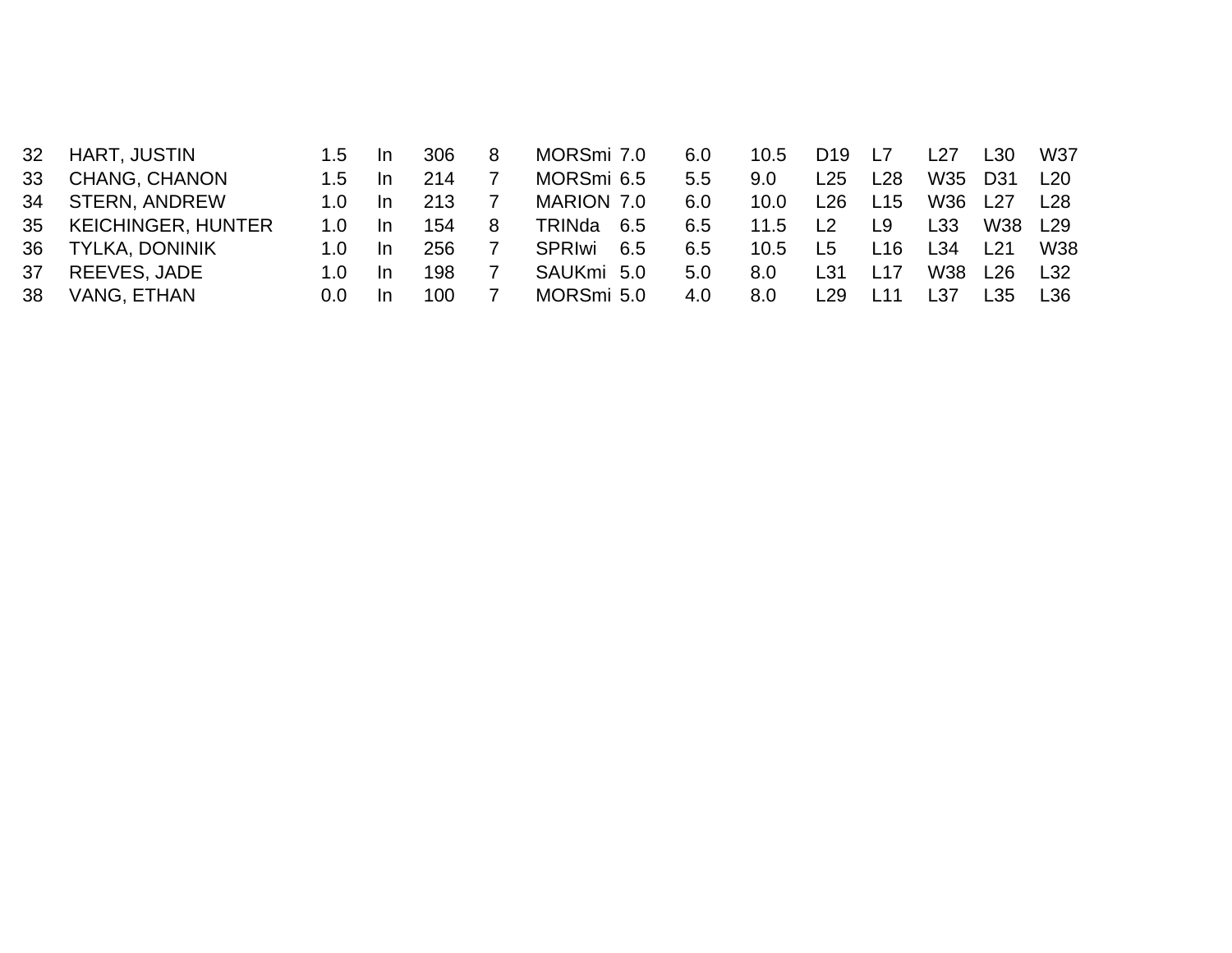| | | | | | | | | | | | | | | |
|---|---|---|---|---|---|---|---|---|---|---|---|---|---|---|
| 32 | HART, JUSTIN | 1.5 | In | 306 | 8 | MORSmi | 7.0 | 6.0 | 10.5 | D19 | L7 | L27 | L30 | W37 |
| 33 | CHANG, CHANON | 1.5 | In | 214 | 7 | MORSmi | 6.5 | 5.5 | 9.0 | L25 | L28 | W35 | D31 | L20 |
| 34 | STERN, ANDREW | 1.0 | In | 213 | 7 | MARION | 7.0 | 6.0 | 10.0 | L26 | L15 | W36 | L27 | L28 |
| 35 | KEICHINGER, HUNTER | 1.0 | In | 154 | 8 | TRINda | 6.5 | 6.5 | 11.5 | L2 | L9 | L33 | W38 | L29 |
| 36 | TYLKA, DONINIK | 1.0 | In | 256 | 7 | SPRIwi | 6.5 | 6.5 | 10.5 | L5 | L16 | L34 | L21 | W38 |
| 37 | REEVES, JADE | 1.0 | In | 198 | 7 | SAUKmi | 5.0 | 5.0 | 8.0 | L31 | L17 | W38 | L26 | L32 |
| 38 | VANG, ETHAN | 0.0 | In | 100 | 7 | MORSmi | 5.0 | 4.0 | 8.0 | L29 | L11 | L37 | L35 | L36 |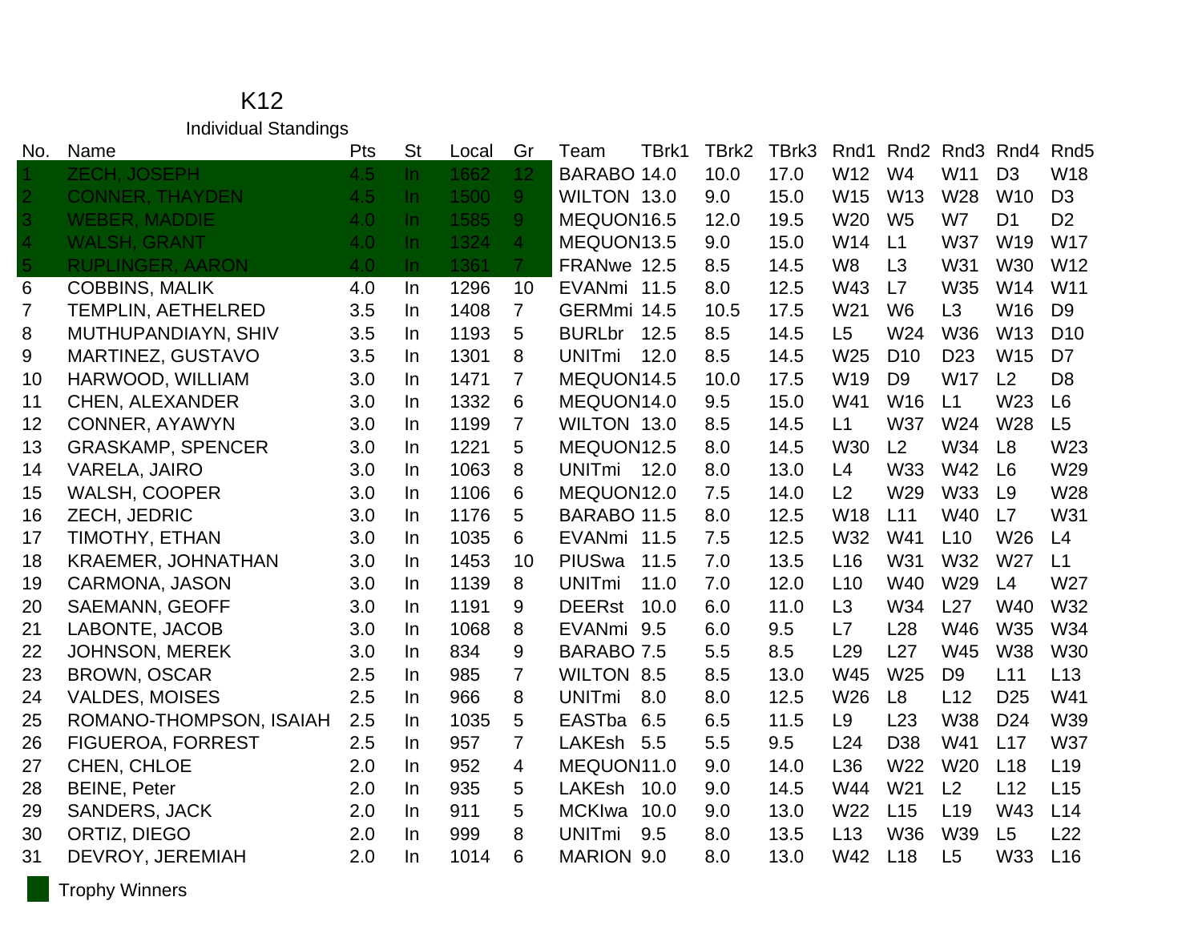# K12

## Individual Standings

| No. | Name | Pts | St | Local | Gr | Team | TBrk1 | TBrk2 | TBrk3 | Rnd1 | Rnd2 | Rnd3 | Rnd4 | Rnd5 |
|---|---|---|---|---|---|---|---|---|---|---|---|---|---|---|
| 1 | ZECH, JOSEPH | 4.5 | In | 1662 | 12 | BARABO | 14.0 | 10.0 | 17.0 | W12 | W4 | W11 | D3 | W18 |
| 2 | CONNER, THAYDEN | 4.5 | In | 1500 | 9 | WILTON | 13.0 | 9.0 | 15.0 | W15 | W13 | W28 | W10 | D3 |
| 3 | WEBER, MADDIE | 4.0 | In | 1585 | 9 | MEQUON | 16.5 | 12.0 | 19.5 | W20 | W5 | W7 | D1 | D2 |
| 4 | WALSH, GRANT | 4.0 | In | 1324 | 4 | MEQUON | 13.5 | 9.0 | 15.0 | W14 | L1 | W37 | W19 | W17 |
| 5 | RUPLINGER, AARON | 4.0 | In | 1361 | 7 | FRANwe | 12.5 | 8.5 | 14.5 | W8 | L3 | W31 | W30 | W12 |
| 6 | COBBINS, MALIK | 4.0 | In | 1296 | 10 | EVANmi | 11.5 | 8.0 | 12.5 | W43 | L7 | W35 | W14 | W11 |
| 7 | TEMPLIN, AETHELRED | 3.5 | In | 1408 | 7 | GERMmi | 14.5 | 10.5 | 17.5 | W21 | W6 | L3 | W16 | D9 |
| 8 | MUTHUPANDIAYN, SHIV | 3.5 | In | 1193 | 5 | BURLbr | 12.5 | 8.5 | 14.5 | L5 | W24 | W36 | W13 | D10 |
| 9 | MARTINEZ, GUSTAVO | 3.5 | In | 1301 | 8 | UNITmi | 12.0 | 8.5 | 14.5 | W25 | D10 | D23 | W15 | D7 |
| 10 | HARWOOD, WILLIAM | 3.0 | In | 1471 | 7 | MEQUON | 14.5 | 10.0 | 17.5 | W19 | D9 | W17 | L2 | D8 |
| 11 | CHEN, ALEXANDER | 3.0 | In | 1332 | 6 | MEQUON | 14.0 | 9.5 | 15.0 | W41 | W16 | L1 | W23 | L6 |
| 12 | CONNER, AYAWYN | 3.0 | In | 1199 | 7 | WILTON | 13.0 | 8.5 | 14.5 | L1 | W37 | W24 | W28 | L5 |
| 13 | GRASKAMP, SPENCER | 3.0 | In | 1221 | 5 | MEQUON | 12.5 | 8.0 | 14.5 | W30 | L2 | W34 | L8 | W23 |
| 14 | VARELA, JAIRO | 3.0 | In | 1063 | 8 | UNITmi | 12.0 | 8.0 | 13.0 | L4 | W33 | W42 | L6 | W29 |
| 15 | WALSH, COOPER | 3.0 | In | 1106 | 6 | MEQUON | 12.0 | 7.5 | 14.0 | L2 | W29 | W33 | L9 | W28 |
| 16 | ZECH, JEDRIC | 3.0 | In | 1176 | 5 | BARABO | 11.5 | 8.0 | 12.5 | W18 | L11 | W40 | L7 | W31 |
| 17 | TIMOTHY, ETHAN | 3.0 | In | 1035 | 6 | EVANmi | 11.5 | 7.5 | 12.5 | W32 | W41 | L10 | W26 | L4 |
| 18 | KRAEMER, JOHNATHAN | 3.0 | In | 1453 | 10 | PIUSwa | 11.5 | 7.0 | 13.5 | L16 | W31 | W32 | W27 | L1 |
| 19 | CARMONA, JASON | 3.0 | In | 1139 | 8 | UNITmi | 11.0 | 7.0 | 12.0 | L10 | W40 | W29 | L4 | W27 |
| 20 | SAEMANN, GEOFF | 3.0 | In | 1191 | 9 | DEERst | 10.0 | 6.0 | 11.0 | L3 | W34 | L27 | W40 | W32 |
| 21 | LABONTE, JACOB | 3.0 | In | 1068 | 8 | EVANmi | 9.5 | 6.0 | 9.5 | L7 | L28 | W46 | W35 | W34 |
| 22 | JOHNSON, MEREK | 3.0 | In | 834 | 9 | BARABO | 7.5 | 5.5 | 8.5 | L29 | L27 | W45 | W38 | W30 |
| 23 | BROWN, OSCAR | 2.5 | In | 985 | 7 | WILTON | 8.5 | 8.5 | 13.0 | W45 | W25 | D9 | L11 | L13 |
| 24 | VALDES, MOISES | 2.5 | In | 966 | 8 | UNITmi | 8.0 | 8.0 | 12.5 | W26 | L8 | L12 | D25 | W41 |
| 25 | ROMANO-THOMPSON, ISAIAH | 2.5 | In | 1035 | 5 | EASTba | 6.5 | 6.5 | 11.5 | L9 | L23 | W38 | D24 | W39 |
| 26 | FIGUEROA, FORREST | 2.5 | In | 957 | 7 | LAKEsh | 5.5 | 5.5 | 9.5 | L24 | D38 | W41 | L17 | W37 |
| 27 | CHEN, CHLOE | 2.0 | In | 952 | 4 | MEQUON | 11.0 | 9.0 | 14.0 | L36 | W22 | W20 | L18 | L19 |
| 28 | BEINE, Peter | 2.0 | In | 935 | 5 | LAKEsh | 10.0 | 9.0 | 14.5 | W44 | W21 | L2 | L12 | L15 |
| 29 | SANDERS, JACK | 2.0 | In | 911 | 5 | MCKIwa | 10.0 | 9.0 | 13.0 | W22 | L15 | L19 | W43 | L14 |
| 30 | ORTIZ, DIEGO | 2.0 | In | 999 | 8 | UNITmi | 9.5 | 8.0 | 13.5 | L13 | W36 | W39 | L5 | L22 |
| 31 | DEVROY, JEREMIAH | 2.0 | In | 1014 | 6 | MARION | 9.0 | 8.0 | 13.0 | W42 | L18 | L5 | W33 | L16 |

Trophy Winners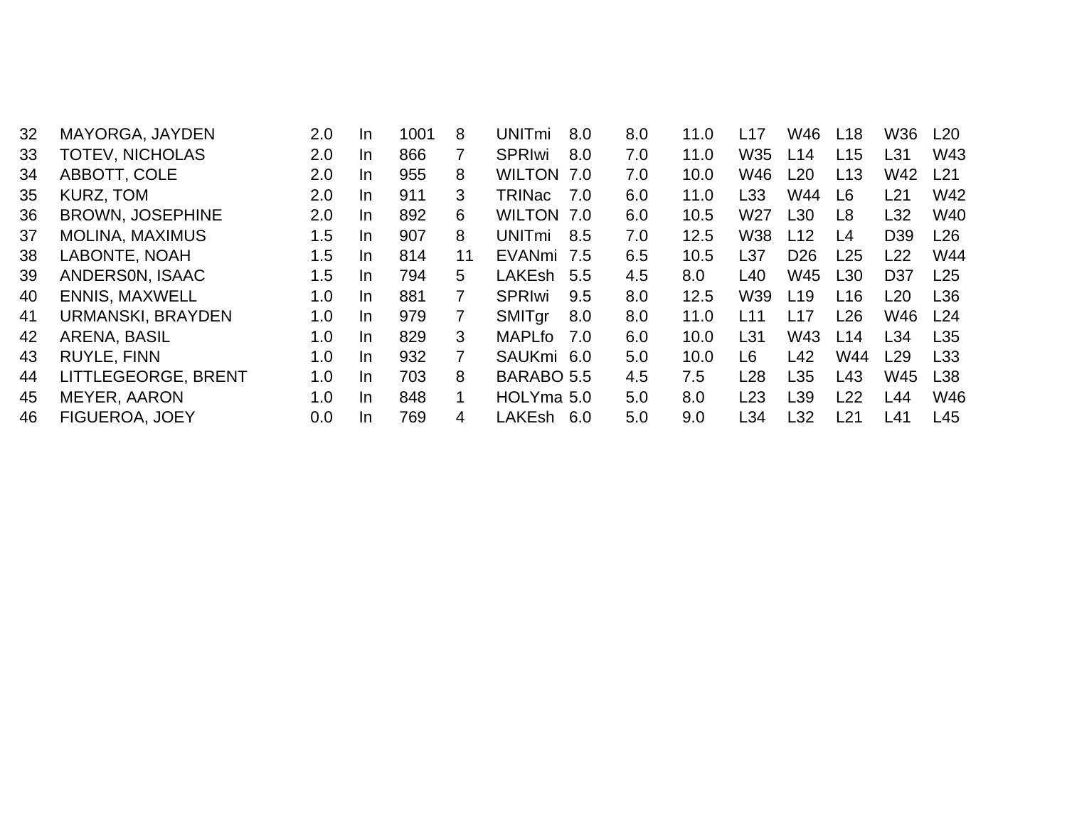| | | | | | | | | | | | | | | |
|---|---|---|---|---|---|---|---|---|---|---|---|---|---|---|
| 32 | MAYORGA, JAYDEN | 2.0 | In | 1001 | 8 | UNITmi | 8.0 | 8.0 | 11.0 | L17 | W46 | L18 | W36 | L20 |
| 33 | TOTEV, NICHOLAS | 2.0 | In | 866 | 7 | SPRIwi | 8.0 | 7.0 | 11.0 | W35 | L14 | L15 | L31 | W43 |
| 34 | ABBOTT, COLE | 2.0 | In | 955 | 8 | WILTON | 7.0 | 7.0 | 10.0 | W46 | L20 | L13 | W42 | L21 |
| 35 | KURZ, TOM | 2.0 | In | 911 | 3 | TRINac | 7.0 | 6.0 | 11.0 | L33 | W44 | L6 | L21 | W42 |
| 36 | BROWN, JOSEPHINE | 2.0 | In | 892 | 6 | WILTON | 7.0 | 6.0 | 10.5 | W27 | L30 | L8 | L32 | W40 |
| 37 | MOLINA, MAXIMUS | 1.5 | In | 907 | 8 | UNITmi | 8.5 | 7.0 | 12.5 | W38 | L12 | L4 | D39 | L26 |
| 38 | LABONTE, NOAH | 1.5 | In | 814 | 11 | EVANmi | 7.5 | 6.5 | 10.5 | L37 | D26 | L25 | L22 | W44 |
| 39 | ANDERS0N, ISAAC | 1.5 | In | 794 | 5 | LAKEsh | 5.5 | 4.5 | 8.0 | L40 | W45 | L30 | D37 | L25 |
| 40 | ENNIS, MAXWELL | 1.0 | In | 881 | 7 | SPRIwi | 9.5 | 8.0 | 12.5 | W39 | L19 | L16 | L20 | L36 |
| 41 | URMANSKI, BRAYDEN | 1.0 | In | 979 | 7 | SMITgr | 8.0 | 8.0 | 11.0 | L11 | L17 | L26 | W46 | L24 |
| 42 | ARENA, BASIL | 1.0 | In | 829 | 3 | MAPLfo | 7.0 | 6.0 | 10.0 | L31 | W43 | L14 | L34 | L35 |
| 43 | RUYLE, FINN | 1.0 | In | 932 | 7 | SAUKmi | 6.0 | 5.0 | 10.0 | L6 | L42 | W44 | L29 | L33 |
| 44 | LITTLEGEORGE, BRENT | 1.0 | In | 703 | 8 | BARABO | 5.5 | 4.5 | 7.5 | L28 | L35 | L43 | W45 | L38 |
| 45 | MEYER, AARON | 1.0 | In | 848 | 1 | HOLYma | 5.0 | 5.0 | 8.0 | L23 | L39 | L22 | L44 | W46 |
| 46 | FIGUEROA, JOEY | 0.0 | In | 769 | 4 | LAKEsh | 6.0 | 5.0 | 9.0 | L34 | L32 | L21 | L41 | L45 |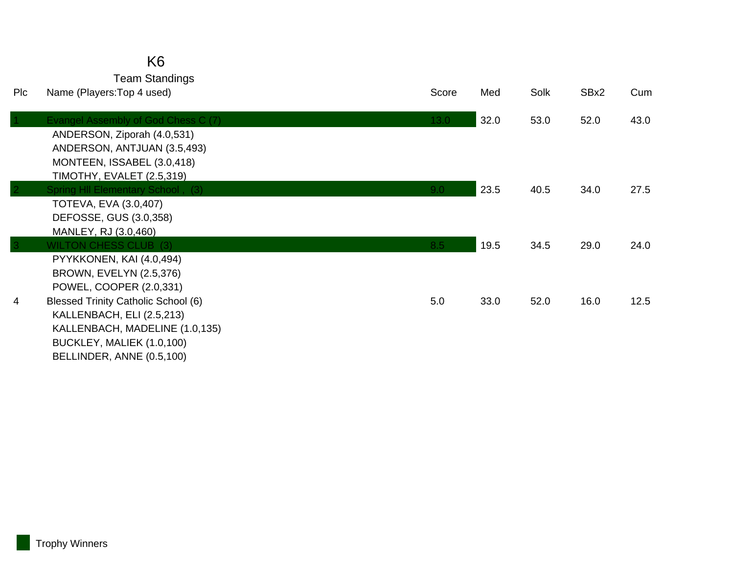# K6

## Team Standings

| Plc | Name (Players:Top 4 used) | Score | Med | Solk | SBx2 | Cum |
|---|---|---|---|---|---|---|
| 1 | Evangel Assembly of God Chess C (7) | 13.0 | 32.0 | 53.0 | 52.0 | 43.0 |
| | ANDERSON, Ziporah (4.0,531) | | | | | |
| | ANDERSON, ANTJUAN (3.5,493) | | | | | |
| | MONTEEN, ISSABEL (3.0,418) | | | | | |
| | TIMOTHY, EVALET (2.5,319) | | | | | |
| 2 | Spring Hll Elementary School , (3) | 9.0 | 23.5 | 40.5 | 34.0 | 27.5 |
| | TOTEVA, EVA (3.0,407) | | | | | |
| | DEFOSSE, GUS (3.0,358) | | | | | |
| | MANLEY, RJ (3.0,460) | | | | | |
| 3 | WILTON CHESS CLUB (3) | 8.5 | 19.5 | 34.5 | 29.0 | 24.0 |
| | PYYKKONEN, KAI (4.0,494) | | | | | |
| | BROWN, EVELYN (2.5,376) | | | | | |
| | POWEL, COOPER (2.0,331) | | | | | |
| 4 | Blessed Trinity Catholic School (6) | 5.0 | 33.0 | 52.0 | 16.0 | 12.5 |
| | KALLENBACH, ELI (2.5,213) | | | | | |
| | KALLENBACH, MADELINE (1.0,135) | | | | | |
| | BUCKLEY, MALIEK (1.0,100) | | | | | |
| | BELLINDER, ANNE (0.5,100) | | | | | |

Trophy Winners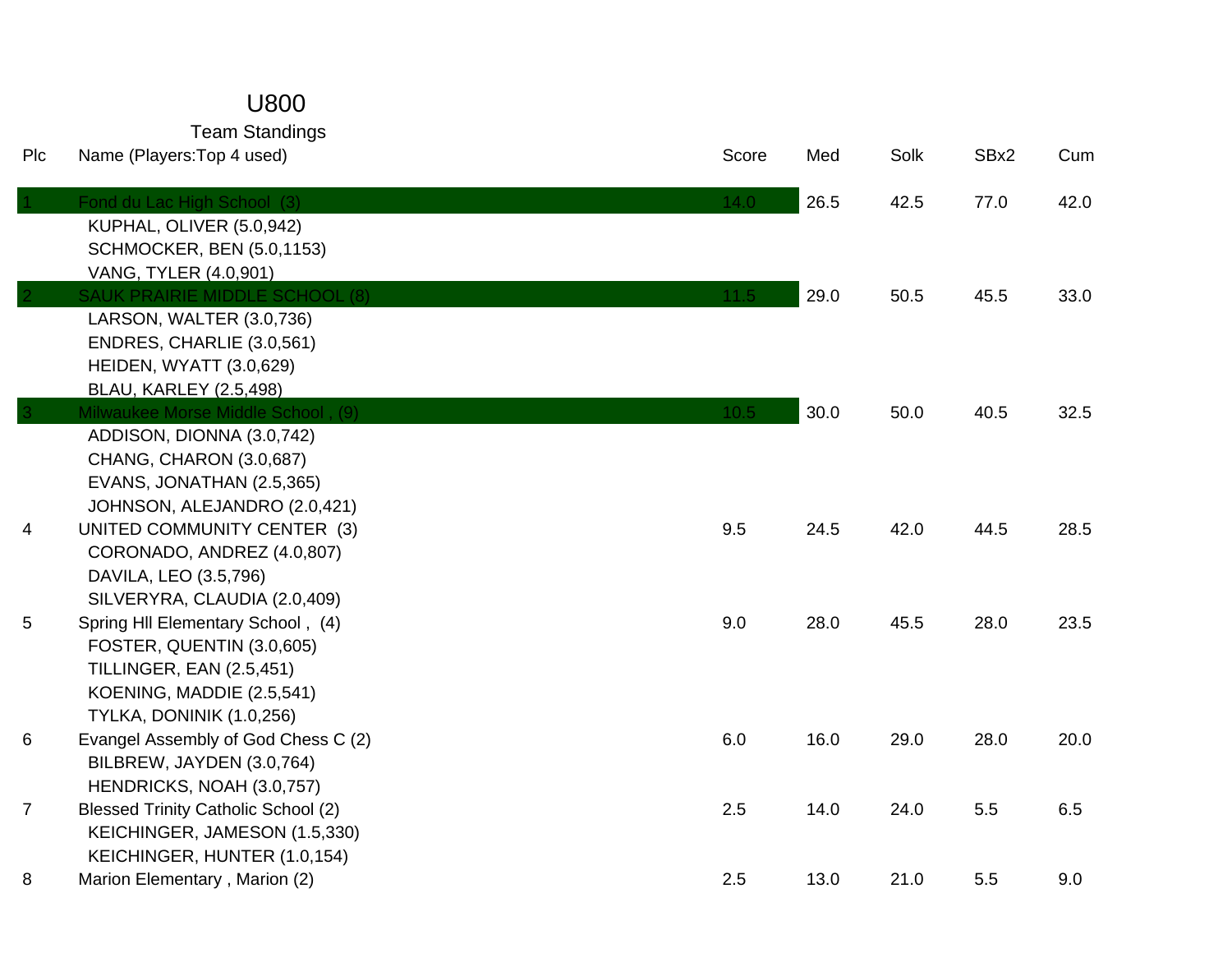# U800

## Team Standings

| Plc | Name (Players:Top 4 used) | Score | Med | Solk | SBx2 | Cum |
|---|---|---|---|---|---|---|
| 1 | Fond du Lac High School (3) | 14.0 | 26.5 | 42.5 | 77.0 | 42.0 |
| | KUPHAL, OLIVER (5.0,942) | | | | | |
| | SCHMOCKER, BEN (5.0,1153) | | | | | |
| | VANG, TYLER (4.0,901) | | | | | |
| 2 | SAUK PRAIRIE MIDDLE SCHOOL (8) | 11.5 | 29.0 | 50.5 | 45.5 | 33.0 |
| | LARSON, WALTER (3.0,736) | | | | | |
| | ENDRES, CHARLIE (3.0,561) | | | | | |
| | HEIDEN, WYATT (3.0,629) | | | | | |
| | BLAU, KARLEY (2.5,498) | | | | | |
| 3 | Milwaukee Morse Middle School , (9) | 10.5 | 30.0 | 50.0 | 40.5 | 32.5 |
| | ADDISON, DIONNA (3.0,742) | | | | | |
| | CHANG, CHARON (3.0,687) | | | | | |
| | EVANS, JONATHAN (2.5,365) | | | | | |
| | JOHNSON, ALEJANDRO (2.0,421) | | | | | |
| 4 | UNITED COMMUNITY CENTER (3) | 9.5 | 24.5 | 42.0 | 44.5 | 28.5 |
| | CORONADO, ANDREZ (4.0,807) | | | | | |
| | DAVILA, LEO (3.5,796) | | | | | |
| | SILVERYRA, CLAUDIA (2.0,409) | | | | | |
| 5 | Spring Hll Elementary School , (4) | 9.0 | 28.0 | 45.5 | 28.0 | 23.5 |
| | FOSTER, QUENTIN (3.0,605) | | | | | |
| | TILLINGER, EAN (2.5,451) | | | | | |
| | KOENING, MADDIE (2.5,541) | | | | | |
| | TYLKA, DONINIK (1.0,256) | | | | | |
| 6 | Evangel Assembly of God Chess C (2) | 6.0 | 16.0 | 29.0 | 28.0 | 20.0 |
| | BILBREW, JAYDEN (3.0,764) | | | | | |
| | HENDRICKS, NOAH (3.0,757) | | | | | |
| 7 | Blessed Trinity Catholic School (2) | 2.5 | 14.0 | 24.0 | 5.5 | 6.5 |
| | KEICHINGER, JAMESON (1.5,330) | | | | | |
| | KEICHINGER, HUNTER (1.0,154) | | | | | |
| 8 | Marion Elementary , Marion (2) | 2.5 | 13.0 | 21.0 | 5.5 | 9.0 |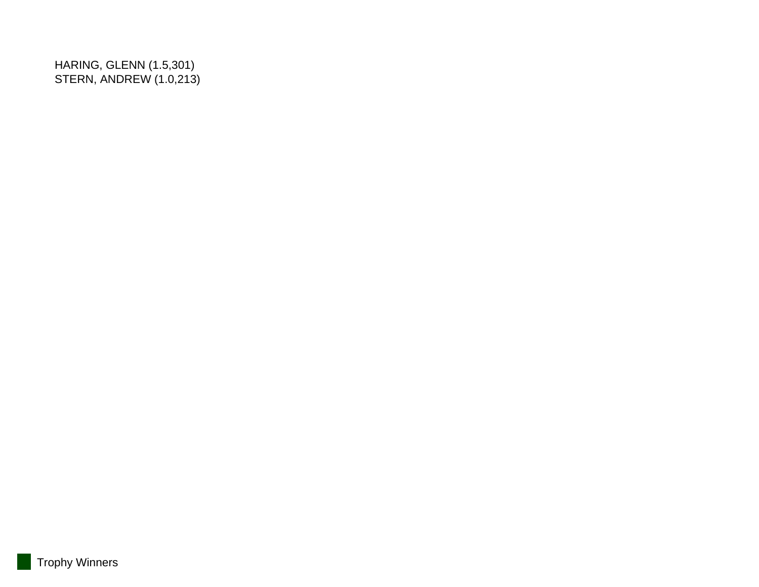HARING, GLENN (1.5,301)
STERN, ANDREW (1.0,213)

Trophy Winners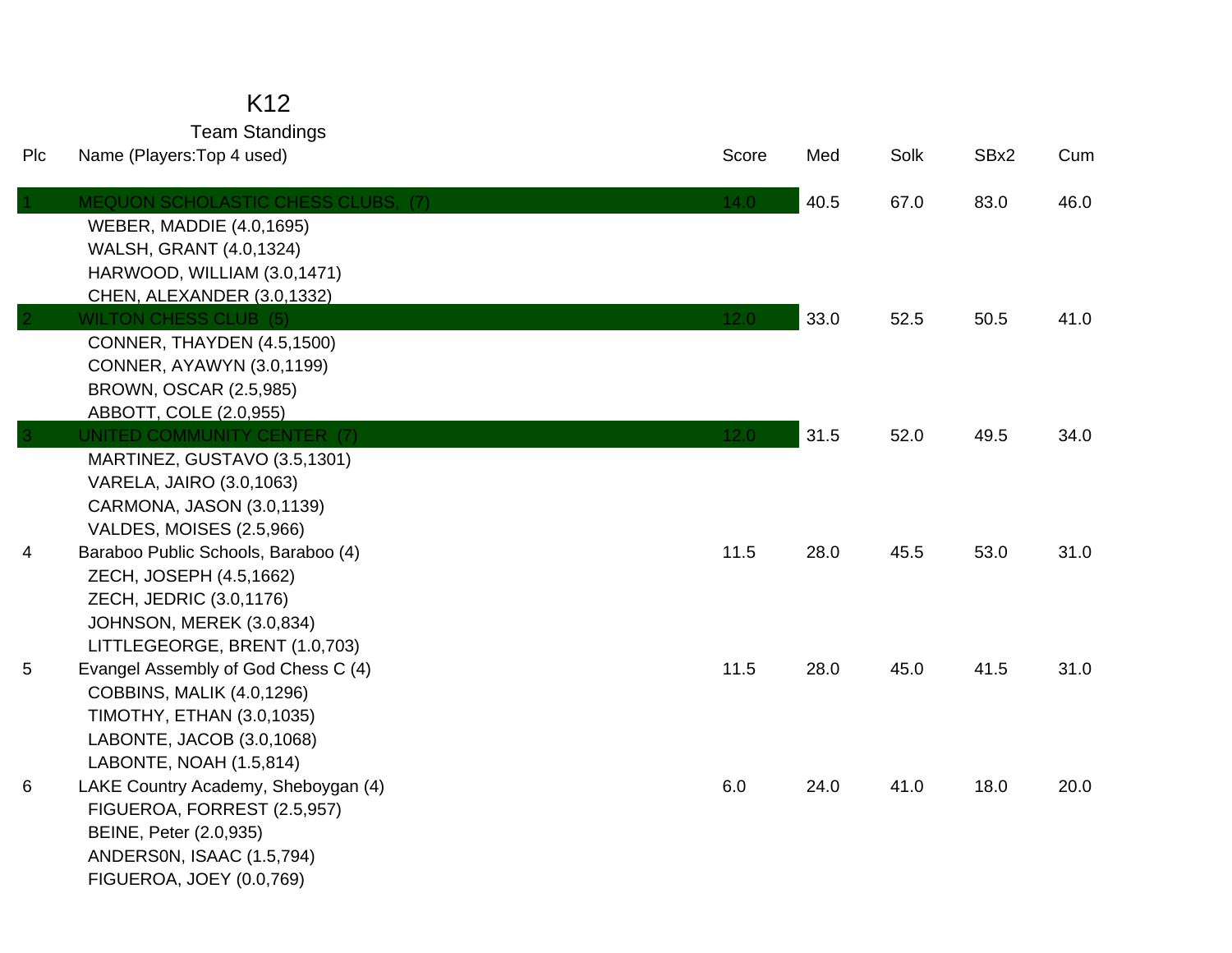# K12

## Team Standings

| Plc | Name (Players:Top 4 used) | Score | Med | Solk | SBx2 | Cum |
|---|---|---|---|---|---|---|
| 1 | MEQUON SCHOLASTIC CHESS CLUBS, (7) | 14.0 | 40.5 | 67.0 | 83.0 | 46.0 |
| | WEBER, MADDIE (4.0,1695) | | | | | |
| | WALSH, GRANT (4.0,1324) | | | | | |
| | HARWOOD, WILLIAM (3.0,1471) | | | | | |
| | CHEN, ALEXANDER (3.0,1332) | | | | | |
| 2 | WILTON CHESS CLUB (5) | 12.0 | 33.0 | 52.5 | 50.5 | 41.0 |
| | CONNER, THAYDEN (4.5,1500) | | | | | |
| | CONNER, AYAWYN (3.0,1199) | | | | | |
| | BROWN, OSCAR (2.5,985) | | | | | |
| | ABBOTT, COLE (2.0,955) | | | | | |
| 3 | UNITED COMMUNITY CENTER (7) | 12.0 | 31.5 | 52.0 | 49.5 | 34.0 |
| | MARTINEZ, GUSTAVO (3.5,1301) | | | | | |
| | VARELA, JAIRO (3.0,1063) | | | | | |
| | CARMONA, JASON (3.0,1139) | | | | | |
| | VALDES, MOISES (2.5,966) | | | | | |
| 4 | Baraboo Public Schools, Baraboo (4) | 11.5 | 28.0 | 45.5 | 53.0 | 31.0 |
| | ZECH, JOSEPH (4.5,1662) | | | | | |
| | ZECH, JEDRIC (3.0,1176) | | | | | |
| | JOHNSON, MEREK (3.0,834) | | | | | |
| | LITTLEGEORGE, BRENT (1.0,703) | | | | | |
| 5 | Evangel Assembly of God Chess C (4) | 11.5 | 28.0 | 45.0 | 41.5 | 31.0 |
| | COBBINS, MALIK (4.0,1296) | | | | | |
| | TIMOTHY, ETHAN (3.0,1035) | | | | | |
| | LABONTE, JACOB (3.0,1068) | | | | | |
| | LABONTE, NOAH (1.5,814) | | | | | |
| 6 | LAKE Country Academy, Sheboygan (4) | 6.0 | 24.0 | 41.0 | 18.0 | 20.0 |
| | FIGUEROA, FORREST (2.5,957) | | | | | |
| | BEINE, Peter (2.0,935) | | | | | |
| | ANDERS0N, ISAAC (1.5,794) | | | | | |
| | FIGUEROA, JOEY (0.0,769) | | | | | |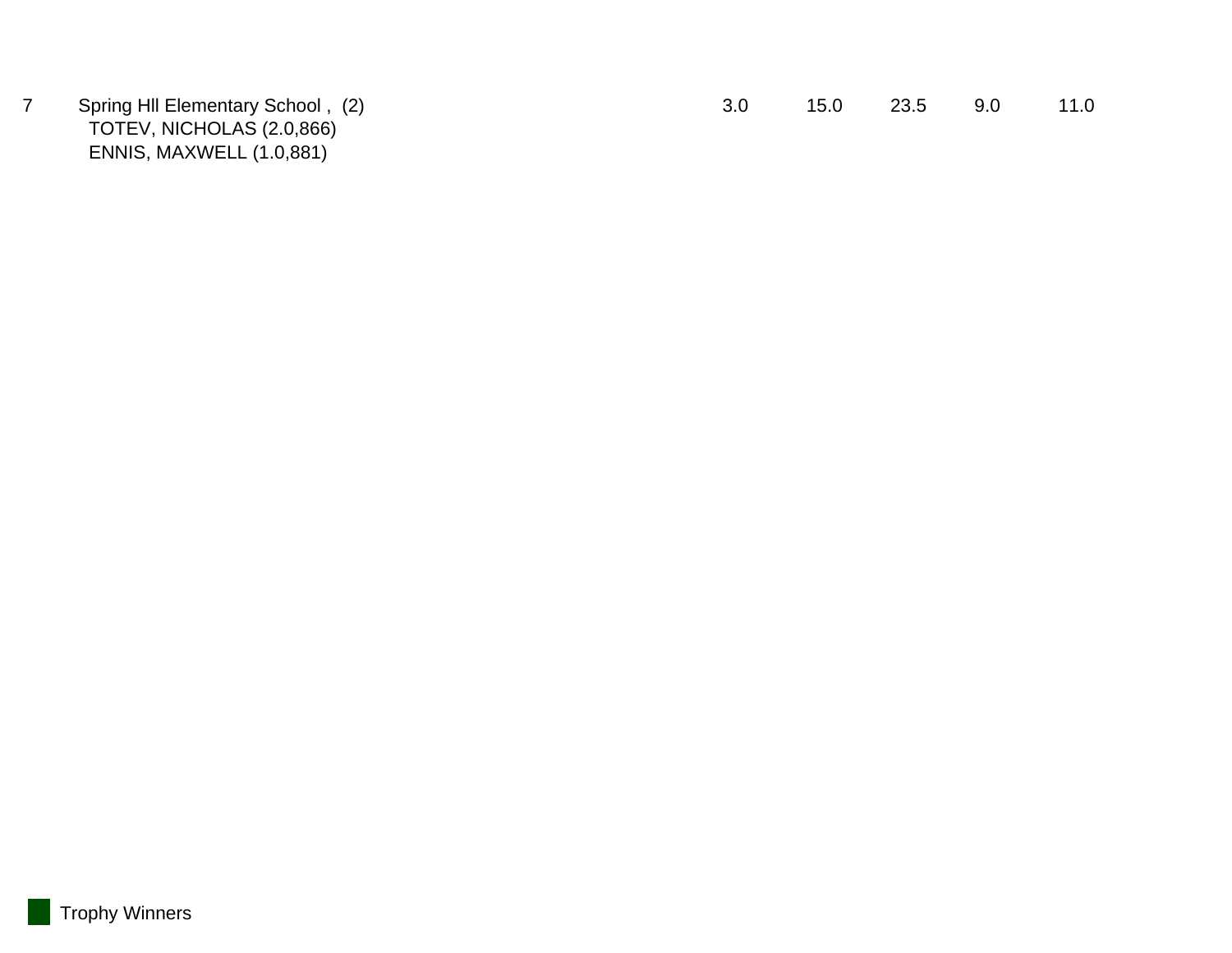| | | | | | | |
|---|---|---|---|---|---|---|
| 7 | Spring Hll Elementary School , (2)<br>TOTEV, NICHOLAS (2.0,866)<br>ENNIS, MAXWELL (1.0,881) | 3.0 | 15.0 | 23.5 | 9.0 | 11.0 |

Trophy Winners